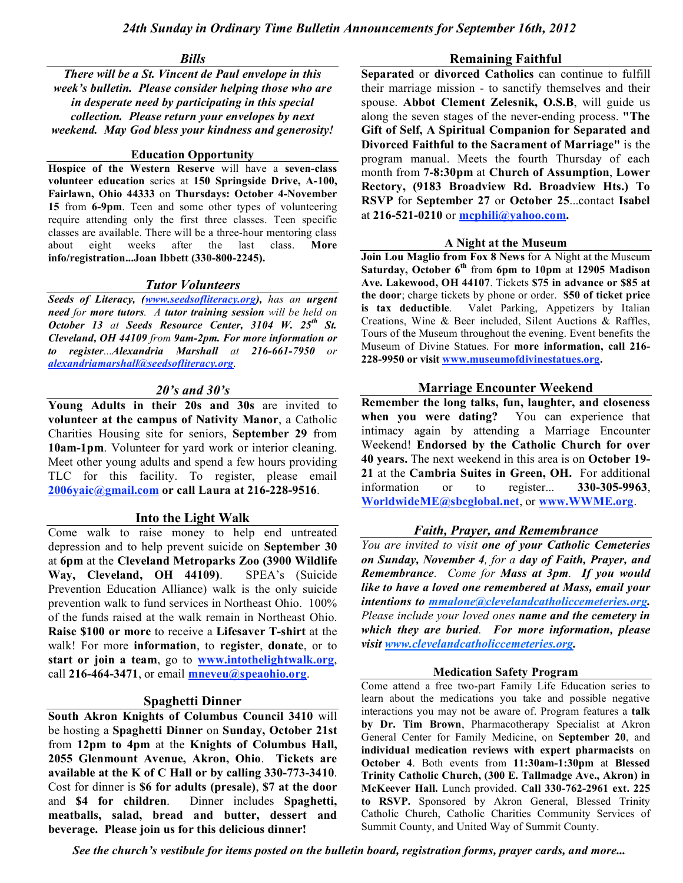# *24th Sunday in Ordinary Time Bulletin Announcements for September 16th, 2012*

## *Bills*

***There will be a St. Vincent de Paul envelope in this week's bulletin. Please consider helping those who are in desperate need by participating in this special collection. Please return your envelopes by next weekend. May God bless your kindness and generosity!***

## Education Opportunity

**Hospice of the Western Reserve** will have a **seven-class volunteer education** series at **150 Springside Drive, A-100, Fairlawn, Ohio 44333** on **Thursdays: October 4-November 15** from **6-9pm**. Teen and some other types of volunteering require attending only the first three classes. Teen specific classes are available. There will be a three-hour mentoring class about eight weeks after the last class. **More info/registration...Joan Ibbett (330-800-2245).**

## *Tutor Volunteers*

***Seeds of Literacy, (www.seedsofliteracy.org), has an urgent need** for **more tutors**. A **tutor training session** will be held on **October 13** at **Seeds Resource Center, 3104 W. 25th St. Cleveland, OH 44109** from **9am-2pm. For more information or to register**...**Alexandria Marshall** at **216-661-7950** or alexandriamarshall@seedsofliteracy.org.*

## *20's and 30's*

**Young Adults in their 20s and 30s** are invited to **volunteer at the campus of Nativity Manor**, a Catholic Charities Housing site for seniors, **September 29** from **10am-1pm**. Volunteer for yard work or interior cleaning. Meet other young adults and spend a few hours providing TLC for this facility. To register, please email **2006yaic@gmail.com or call Laura at 216-228-9516**.

## Into the Light Walk

Come walk to raise money to help end untreated depression and to help prevent suicide on **September 30** at **6pm** at the **Cleveland Metroparks Zoo (3900 Wildlife Way, Cleveland, OH 44109)**. SPEA's (Suicide Prevention Education Alliance) walk is the only suicide prevention walk to fund services in Northeast Ohio. 100% of the funds raised at the walk remain in Northeast Ohio. **Raise $100 or more** to receive a **Lifesaver T-shirt** at the walk! For more **information**, to **register**, **donate**, or to **start or join a team**, go to **www.intothelightwalk.org**, call **216-464-3471**, or email **mneveu@speaohio.org**.

## Spaghetti Dinner

**South Akron Knights of Columbus Council 3410** will be hosting a **Spaghetti Dinner** on **Sunday, October 21st** from **12pm to 4pm** at the **Knights of Columbus Hall, 2055 Glenmount Avenue, Akron, Ohio**. **Tickets are available at the K of C Hall or by calling 330-773-3410**. Cost for dinner is **$6 for adults (presale)**, **$7 at the door** and **$4 for children**. Dinner includes **Spaghetti, meatballs, salad, bread and butter, dessert and beverage. Please join us for this delicious dinner!**

## Remaining Faithful

**Separated** or **divorced Catholics** can continue to fulfill their marriage mission - to sanctify themselves and their spouse. **Abbot Clement Zelesnik, O.S.B**, will guide us along the seven stages of the never-ending process. **"The Gift of Self, A Spiritual Companion for Separated and Divorced Faithful to the Sacrament of Marriage"** is the program manual. Meets the fourth Thursday of each month from **7-8:30pm** at **Church of Assumption**, **Lower Rectory, (9183 Broadview Rd. Broadview Hts.) To RSVP** for **September 27** or **October 25**...contact **Isabel** at **216-521-0210** or **mcphili@yahoo.com.**

## A Night at the Museum

**Join Lou Maglio from Fox 8 News** for A Night at the Museum **Saturday, October 6th** from **6pm to 10pm** at **12905 Madison Ave. Lakewood, OH 44107**. Tickets **$75 in advance or $85 at the door**; charge tickets by phone or order. **$50 of ticket price is tax deductible**. Valet Parking, Appetizers by Italian Creations, Wine & Beer included, Silent Auctions & Raffles, Tours of the Museum throughout the evening. Event benefits the Museum of Divine Statues. For **more information, call 216-228-9950 or visit www.museumofdivinestatues.org.**

## Marriage Encounter Weekend

**Remember the long talks, fun, laughter, and closeness when you were dating?** You can experience that intimacy again by attending a Marriage Encounter Weekend! **Endorsed by the Catholic Church for over 40 years.** The next weekend in this area is on **October 19-21** at the **Cambria Suites in Green, OH.** For additional information or to register... **330-305-9963**, **WorldwideME@sbcglobal.net**, or **www.WWME.org**.

## *Faith, Prayer, and Remembrance*

*You are invited to visit **one of your Catholic Cemeteries on Sunday, November 4**, for a **day of Faith, Prayer, and Remembrance**. Come for **Mass at 3pm**. **If you would like to have a loved one remembered at Mass, email your intentions to mmalone@clevelandcatholiccemeteries.org.** Please include your loved ones **name and the cemetery in which they are buried**. **For more information, please visit www.clevelandcatholiccemeteries.org.***

## Medication Safety Program

Come attend a free two-part Family Life Education series to learn about the medications you take and possible negative interactions you may not be aware of. Program features a **talk by Dr. Tim Brown**, Pharmacotherapy Specialist at Akron General Center for Family Medicine, on **September 20**, and **individual medication reviews with expert pharmacists** on **October 4**. Both events from **11:30am-1:30pm** at **Blessed Trinity Catholic Church, (300 E. Tallmadge Ave., Akron) in McKeever Hall.** Lunch provided. **Call 330-762-2961 ext. 225 to RSVP.** Sponsored by Akron General, Blessed Trinity Catholic Church, Catholic Charities Community Services of Summit County, and United Way of Summit County.

***See the church's vestibule for items posted on the bulletin board, registration forms, prayer cards, and more...***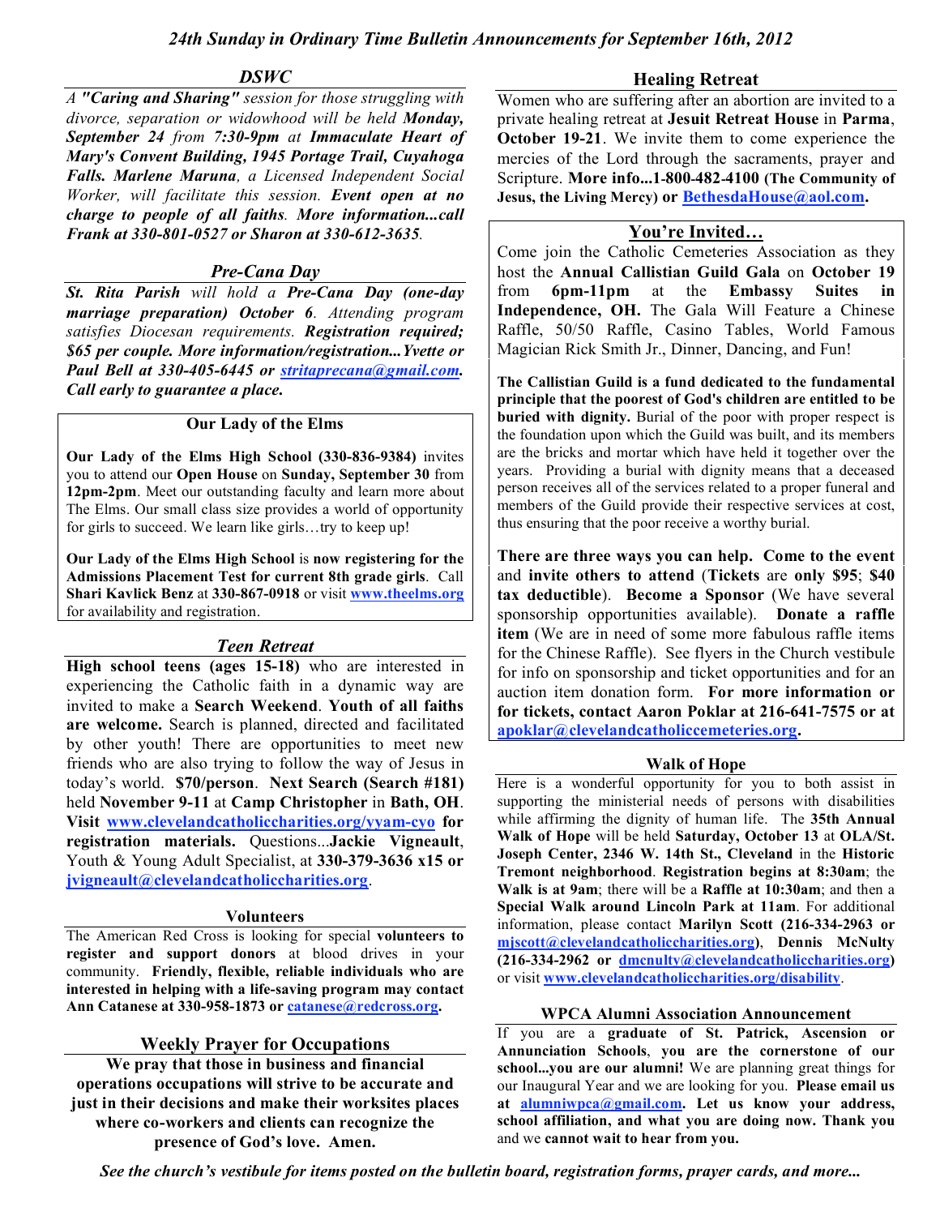*24th Sunday in Ordinary Time Bulletin Announcements for September 16th, 2012*

## *DSWC*

*A **"Caring and Sharing"** session for those struggling with divorce, separation or widowhood will be held **Monday, September 24** from **7:30-9pm** at **Immaculate Heart of Mary's Convent Building, 1945 Portage Trail, Cuyahoga Falls. Marlene Maruna**, a Licensed Independent Social Worker, will facilitate this session. **Event open at no charge to people of all faiths. More information...call Frank at 330-801-0527 or Sharon at 330-612-3635**.*

## *Pre-Cana Day*

***St. Rita Parish** will hold a **Pre-Cana Day (one-day marriage preparation) October 6**. Attending program satisfies Diocesan requirements. **Registration required; $65 per couple. More information/registration...Yvette or Paul Bell at 330-405-6445 or stritaprecana@gmail.com. Call early to guarantee a place.***

## Our Lady of the Elms

**Our Lady of the Elms High School (330-836-9384)** invites you to attend our **Open House** on **Sunday, September 30** from **12pm-2pm**. Meet our outstanding faculty and learn more about The Elms. Our small class size provides a world of opportunity for girls to succeed. We learn like girls…try to keep up!

**Our Lady of the Elms High School** is **now registering for the Admissions Placement Test for current 8th grade girls**. Call **Shari Kavlick Benz** at **330-867-0918** or visit **www.theelms.org** for availability and registration.

## *Teen Retreat*

**High school teens (ages 15-18)** who are interested in experiencing the Catholic faith in a dynamic way are invited to make a **Search Weekend**. **Youth of all faiths are welcome.** Search is planned, directed and facilitated by other youth! There are opportunities to meet new friends who are also trying to follow the way of Jesus in today's world. **$70/person**. **Next Search (Search #181)** held **November 9-11** at **Camp Christopher** in **Bath, OH**. **Visit www.clevelandcatholiccharities.org/yyam-cyo for registration materials.** Questions...**Jackie Vigneault**, Youth & Young Adult Specialist, at **330-379-3636 x15 or jvigneault@clevelandcatholiccharities.org**.

## Volunteers

The American Red Cross is looking for special **volunteers to register and support donors** at blood drives in your community. **Friendly, flexible, reliable individuals who are interested in helping with a life-saving program may contact Ann Catanese at 330-958-1873 or catanese@redcross.org.**

## Weekly Prayer for Occupations

**We pray that those in business and financial operations occupations will strive to be accurate and just in their decisions and make their worksites places where co-workers and clients can recognize the presence of God's love. Amen.**

## Healing Retreat

Women who are suffering after an abortion are invited to a private healing retreat at **Jesuit Retreat House** in **Parma**, **October 19-21**. We invite them to come experience the mercies of the Lord through the sacraments, prayer and Scripture. **More info...1-800-482-4100 (The Community of Jesus, the Living Mercy) or BethesdaHouse@aol.com.**

## You're Invited…

Come join the Catholic Cemeteries Association as they host the **Annual Callistian Guild Gala** on **October 19** from **6pm-11pm** at the **Embassy Suites in Independence, OH.** The Gala Will Feature a Chinese Raffle, 50/50 Raffle, Casino Tables, World Famous Magician Rick Smith Jr., Dinner, Dancing, and Fun!

**The Callistian Guild is a fund dedicated to the fundamental principle that the poorest of God's children are entitled to be buried with dignity.** Burial of the poor with proper respect is the foundation upon which the Guild was built, and its members are the bricks and mortar which have held it together over the years. Providing a burial with dignity means that a deceased person receives all of the services related to a proper funeral and members of the Guild provide their respective services at cost, thus ensuring that the poor receive a worthy burial.

**There are three ways you can help. Come to the event** and **invite others to attend** (**Tickets** are **only $95**; **$40 tax deductible**). **Become a Sponsor** (We have several sponsorship opportunities available). **Donate a raffle item** (We are in need of some more fabulous raffle items for the Chinese Raffle). See flyers in the Church vestibule for info on sponsorship and ticket opportunities and for an auction item donation form. **For more information or for tickets, contact Aaron Poklar at 216-641-7575 or at apoklar@clevelandcatholiccemeteries.org.**

## Walk of Hope

Here is a wonderful opportunity for you to both assist in supporting the ministerial needs of persons with disabilities while affirming the dignity of human life. The **35th Annual Walk of Hope** will be held **Saturday, October 13** at **OLA/St. Joseph Center, 2346 W. 14th St., Cleveland** in the **Historic Tremont neighborhood**. **Registration begins at 8:30am**; the **Walk is at 9am**; there will be a **Raffle at 10:30am**; and then a **Special Walk around Lincoln Park at 11am**. For additional information, please contact **Marilyn Scott (216-334-2963 or mjscott@clevelandcatholiccharities.org)**, **Dennis McNulty (216-334-2962 or dmcnulty@clevelandcatholiccharities.org)** or visit **www.clevelandcatholiccharities.org/disability**.

## WPCA Alumni Association Announcement

If you are a **graduate of St. Patrick, Ascension or Annunciation Schools**, **you are the cornerstone of our school...you are our alumni!** We are planning great things for our Inaugural Year and we are looking for you. **Please email us at alumniwpca@gmail.com. Let us know your address, school affiliation, and what you are doing now. Thank you** and we **cannot wait to hear from you.**

***See the church's vestibule for items posted on the bulletin board, registration forms, prayer cards, and more...***